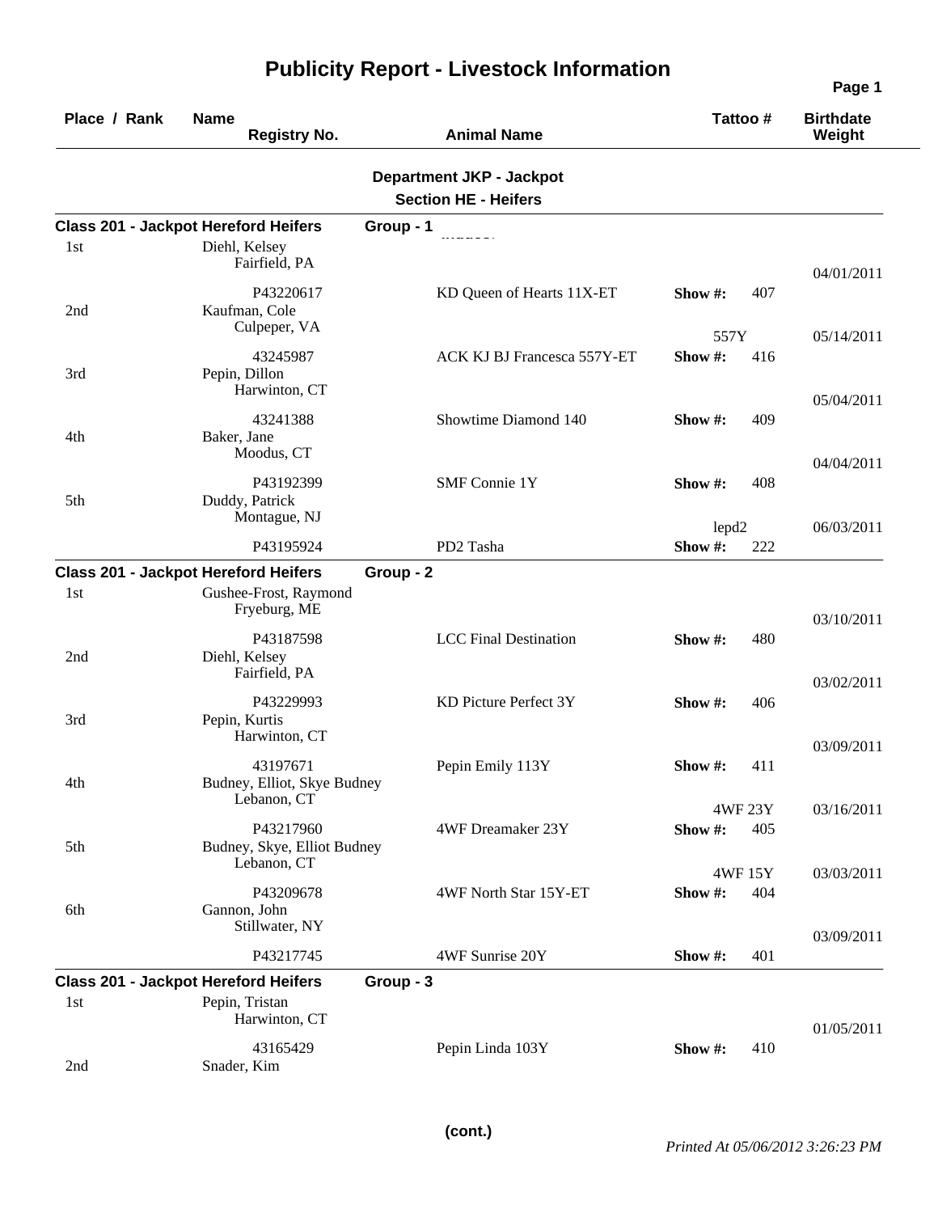# Publicity Report - Livestock Information

| Place / Rank | Name / Registry No. | Animal Name | Tattoo # | Birthdate / Weight |
|---|---|---|---|---|

## Department JKP - Jackpot

### Section HE - Heifers

**Class 201 - Jackpot Hereford Heifers — Group - 1**

| Place / Rank | Name / Registry No. | Animal Name | Tattoo # | Birthdate / Weight |
|---|---|---|---|---|
| 1st | Diehl, Kelsey<br>Fairfield, PA<br>P43220617 | KD Queen of Hearts 11X-ET | Show #: 407 | 04/01/2011 |
| 2nd | Kaufman, Cole<br>Culpeper, VA<br>43245987 | ACK KJ BJ Francesca 557Y-ET | 557Y<br>Show #: 416 | 05/14/2011 |
| 3rd | Pepin, Dillon<br>Harwinton, CT<br>43241388 | Showtime Diamond 140 | Show #: 409 | 05/04/2011 |
| 4th | Baker, Jane<br>Moodus, CT<br>P43192399 | SMF Connie 1Y | Show #: 408 | 04/04/2011 |
| 5th | Duddy, Patrick<br>Montague, NJ<br>P43195924 | PD2 Tasha | lepd2<br>Show #: 222 | 06/03/2011 |

**Class 201 - Jackpot Hereford Heifers — Group - 2**

| Place / Rank | Name / Registry No. | Animal Name | Tattoo # | Birthdate / Weight |
|---|---|---|---|---|
| 1st | Gushee-Frost, Raymond<br>Fryeburg, ME<br>P43187598 | LCC Final Destination | Show #: 480 | 03/10/2011 |
| 2nd | Diehl, Kelsey<br>Fairfield, PA<br>P43229993 | KD Picture Perfect 3Y | Show #: 406 | 03/02/2011 |
| 3rd | Pepin, Kurtis<br>Harwinton, CT<br>43197671 | Pepin Emily 113Y | Show #: 411 | 03/09/2011 |
| 4th | Budney, Elliot, Skye Budney<br>Lebanon, CT<br>P43217960 | 4WF Dreamaker 23Y | 4WF 23Y<br>Show #: 405 | 03/16/2011 |
| 5th | Budney, Skye, Elliot Budney<br>Lebanon, CT<br>P43209678 | 4WF North Star 15Y-ET | 4WF 15Y<br>Show #: 404 | 03/03/2011 |
| 6th | Gannon, John<br>Stillwater, NY<br>P43217745 | 4WF Sunrise 20Y | Show #: 401 | 03/09/2011 |

**Class 201 - Jackpot Hereford Heifers — Group - 3**

| Place / Rank | Name / Registry No. | Animal Name | Tattoo # | Birthdate / Weight |
|---|---|---|---|---|
| 1st | Pepin, Tristan<br>Harwinton, CT<br>43165429 | Pepin Linda 103Y | Show #: 410 | 01/05/2011 |
| 2nd | Snader, Kim | | | |

(cont.)

*Printed At 05/06/2012 3:26:23 PM*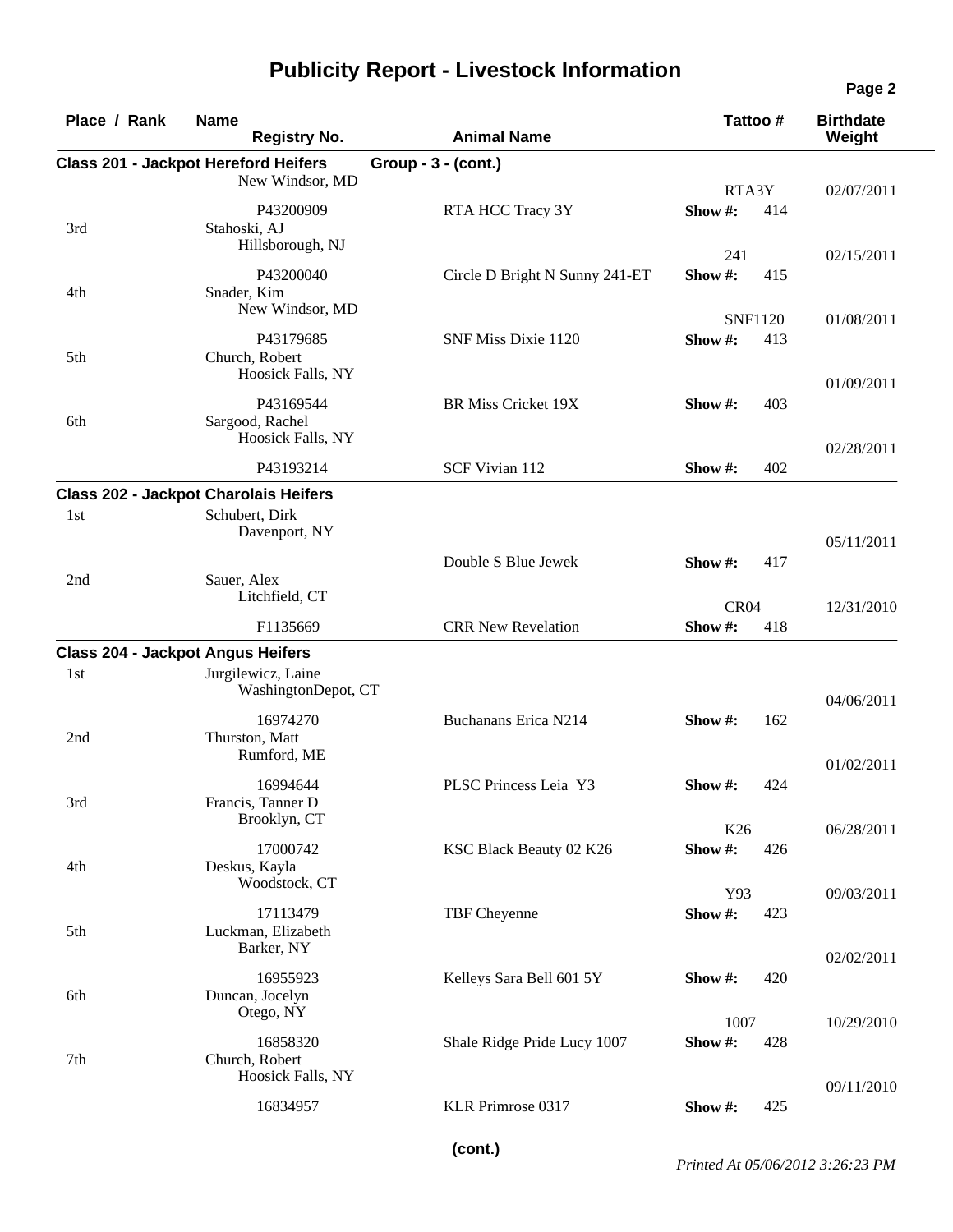# Publicity Report - Livestock Information

| Place / Rank | Name | Registry No. | Animal Name | Tattoo # | Show # | Birthdate / Weight |
|---|---|---|---|---|---|---|
| **Class 201 - Jackpot Hereford Heifers** | **Group - 3 - (cont.)** | | | | | |
| | New Windsor, MD | P43200909 | RTA HCC Tracy 3Y | RTA3Y | 414 | 02/07/2011 |
| 3rd | Stahoski, AJ<br>Hillsborough, NJ | P43200040 | Circle D Bright N Sunny 241-ET | 241 | 415 | 02/15/2011 |
| 4th | Snader, Kim<br>New Windsor, MD | P43179685 | SNF Miss Dixie 1120 | SNF1120 | 413 | 01/08/2011 |
| 5th | Church, Robert<br>Hoosick Falls, NY | P43169544 | BR Miss Cricket 19X | | 403 | 01/09/2011 |
| 6th | Sargood, Rachel<br>Hoosick Falls, NY | P43193214 | SCF Vivian 112 | | 402 | 02/28/2011 |
| **Class 202 - Jackpot Charolais Heifers** | | | | | | |
| 1st | Schubert, Dirk<br>Davenport, NY | | Double S Blue Jewek | | 417 | 05/11/2011 |
| 2nd | Sauer, Alex<br>Litchfield, CT | F1135669 | CRR New Revelation | CR04 | 418 | 12/31/2010 |
| **Class 204 - Jackpot Angus Heifers** | | | | | | |
| 1st | Jurgilewicz, Laine<br>WashingtonDepot, CT | 16974270 | Buchanans Erica N214 | | 162 | 04/06/2011 |
| 2nd | Thurston, Matt<br>Rumford, ME | 16994644 | PLSC Princess Leia Y3 | | 424 | 01/02/2011 |
| 3rd | Francis, Tanner D<br>Brooklyn, CT | 17000742 | KSC Black Beauty 02 K26 | K26 | 426 | 06/28/2011 |
| 4th | Deskus, Kayla<br>Woodstock, CT | 17113479 | TBF Cheyenne | Y93 | 423 | 09/03/2011 |
| 5th | Luckman, Elizabeth<br>Barker, NY | 16955923 | Kelleys Sara Bell 601 5Y | | 420 | 02/02/2011 |
| 6th | Duncan, Jocelyn<br>Otego, NY | 16858320 | Shale Ridge Pride Lucy 1007 | 1007 | 428 | 10/29/2010 |
| 7th | Church, Robert<br>Hoosick Falls, NY | 16834957 | KLR Primrose 0317 | | 425 | 09/11/2010 |

(cont.)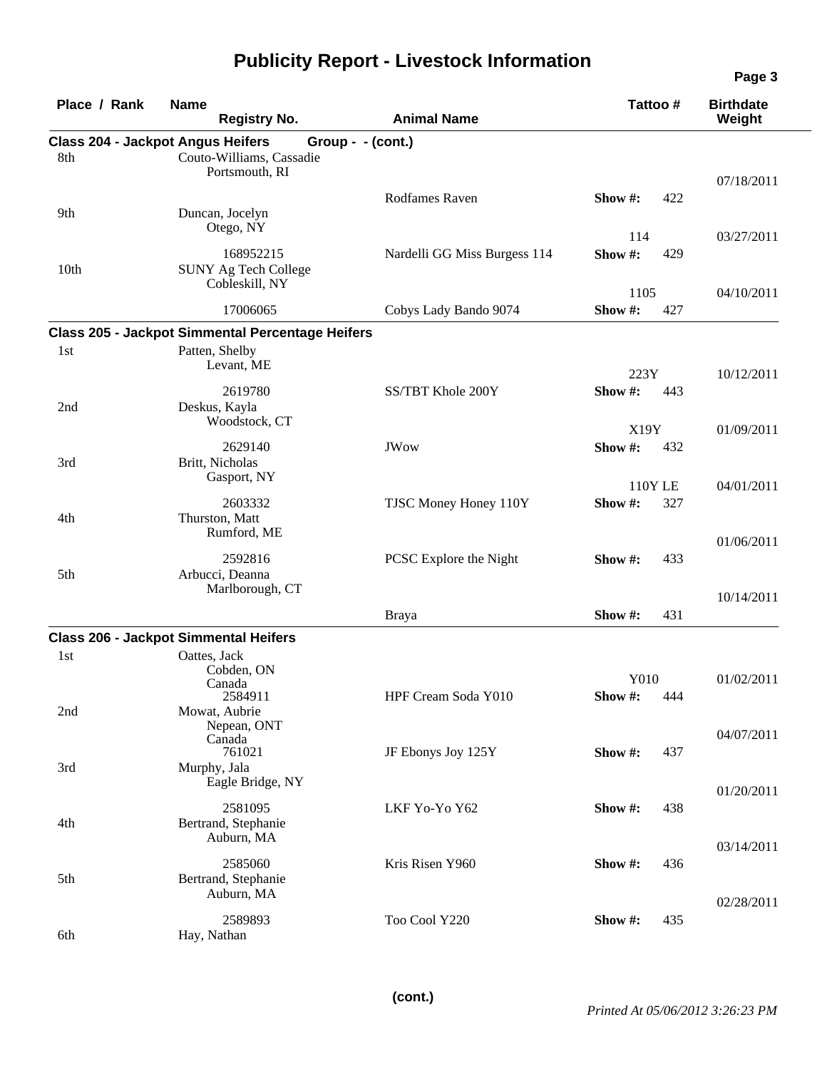# Publicity Report - Livestock Information

| Place / Rank | Name / Registry No. | Animal Name | Tattoo # | Show # | Birthdate / Weight |
|---|---|---|---|---|---|
| **Class 204 - Jackpot Angus Heifers** | **Group - - (cont.)** | | | | |
| 8th | Couto-Williams, Cassadie<br>Portsmouth, RI | Rodfames Raven | | 422 | 07/18/2011 |
| 9th | Duncan, Jocelyn<br>Otego, NY<br>168952215 | Nardelli GG Miss Burgess 114 | 114 | 429 | 03/27/2011 |
| 10th | SUNY Ag Tech College<br>Cobleskill, NY<br>17006065 | Cobys Lady Bando 9074 | 1105 | 427 | 04/10/2011 |
| **Class 205 - Jackpot Simmental Percentage Heifers** | | | | | |
| 1st | Patten, Shelby<br>Levant, ME<br>2619780 | SS/TBT Khole 200Y | 223Y | 443 | 10/12/2011 |
| 2nd | Deskus, Kayla<br>Woodstock, CT<br>2629140 | JWow | X19Y | 432 | 01/09/2011 |
| 3rd | Britt, Nicholas<br>Gasport, NY<br>2603332 | TJSC Money Honey 110Y | 110Y LE | 327 | 04/01/2011 |
| 4th | Thurston, Matt<br>Rumford, ME<br>2592816 | PCSC Explore the Night | | 433 | 01/06/2011 |
| 5th | Arbucci, Deanna<br>Marlborough, CT | Braya | | 431 | 10/14/2011 |
| **Class 206 - Jackpot Simmental Heifers** | | | | | |
| 1st | Oattes, Jack<br>Cobden, ON<br>Canada<br>2584911 | HPF Cream Soda Y010 | Y010 | 444 | 01/02/2011 |
| 2nd | Mowat, Aubrie<br>Nepean, ONT<br>Canada<br>761021 | JF Ebonys Joy 125Y | | 437 | 04/07/2011 |
| 3rd | Murphy, Jala<br>Eagle Bridge, NY<br>2581095 | LKF Yo-Yo Y62 | | 438 | 01/20/2011 |
| 4th | Bertrand, Stephanie<br>Auburn, MA<br>2585060 | Kris Risen Y960 | | 436 | 03/14/2011 |
| 5th | Bertrand, Stephanie<br>Auburn, MA<br>2589893 | Too Cool Y220 | | 435 | 02/28/2011 |
| 6th | Hay, Nathan | | | | |

**(cont.)**

*Printed At 05/06/2012 3:26:23 PM*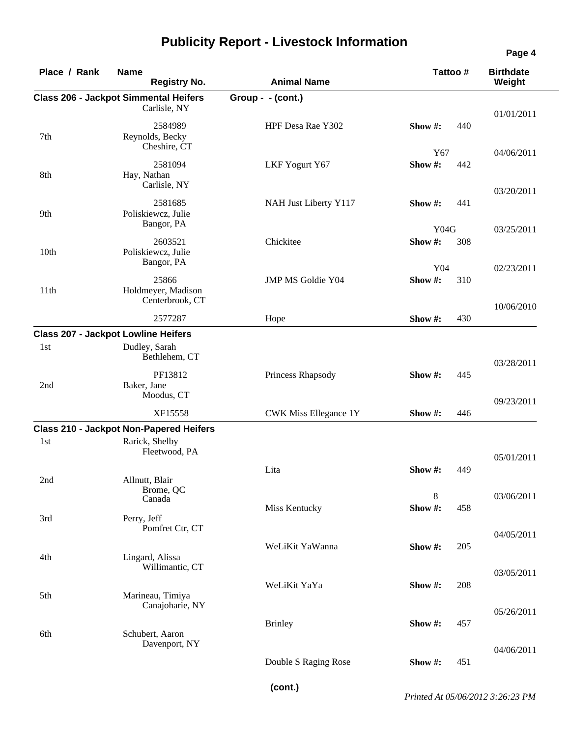| Place / Rank | Name | Registry No. | Animal Name | Tattoo # | Show # | Birthdate Weight |
|---|---|---|---|---|---|---|

## Class 206 - Jackpot Simmental Heifers — Group - - (cont.)

| Place / Rank | Name | Location | Registry No. | Animal Name | Tattoo # | Show # | Birthdate |
|---|---|---|---|---|---|---|---|
| | | Carlisle, NY | 2584989 | HPF Desa Rae Y302 | | 440 | 01/01/2011 |
| 7th | Reynolds, Becky | Cheshire, CT | 2581094 | LKF Yogurt Y67 | Y67 | 442 | 04/06/2011 |
| 8th | Hay, Nathan | Carlisle, NY | 2581685 | NAH Just Liberty Y117 | | 441 | 03/20/2011 |
| 9th | Poliskiewcz, Julie | Bangor, PA | 2603521 | Chickitee | Y04G | 308 | 03/25/2011 |
| 10th | Poliskiewcz, Julie | Bangor, PA | 25866 | JMP MS Goldie Y04 | Y04 | 310 | 02/23/2011 |
| 11th | Holdmeyer, Madison | Centerbrook, CT | 2577287 | Hope | | 430 | 10/06/2010 |

## Class 207 - Jackpot Lowline Heifers

| Place / Rank | Name | Location | Registry No. | Animal Name | Tattoo # | Show # | Birthdate |
|---|---|---|---|---|---|---|---|
| 1st | Dudley, Sarah | Bethlehem, CT | PF13812 | Princess Rhapsody | | 445 | 03/28/2011 |
| 2nd | Baker, Jane | Moodus, CT | XF15558 | CWK Miss Ellegance 1Y | | 446 | 09/23/2011 |

## Class 210 - Jackpot Non-Papered Heifers

| Place / Rank | Name | Location | Registry No. | Animal Name | Tattoo # | Show # | Birthdate |
|---|---|---|---|---|---|---|---|
| 1st | Rarick, Shelby | Fleetwood, PA | | Lita | | 449 | 05/01/2011 |
| 2nd | Allnutt, Blair | Brome, QC Canada | | Miss Kentucky | 8 | 458 | 03/06/2011 |
| 3rd | Perry, Jeff | Pomfret Ctr, CT | | WeLiKit YaWanna | | 205 | 04/05/2011 |
| 4th | Lingard, Alissa | Willimantic, CT | | WeLiKit YaYa | | 208 | 03/05/2011 |
| 5th | Marineau, Timiya | Canajoharie, NY | | Brinley | | 457 | 05/26/2011 |
| 6th | Schubert, Aaron | Davenport, NY | | Double S Raging Rose | | 451 | 04/06/2011 |

**(cont.)**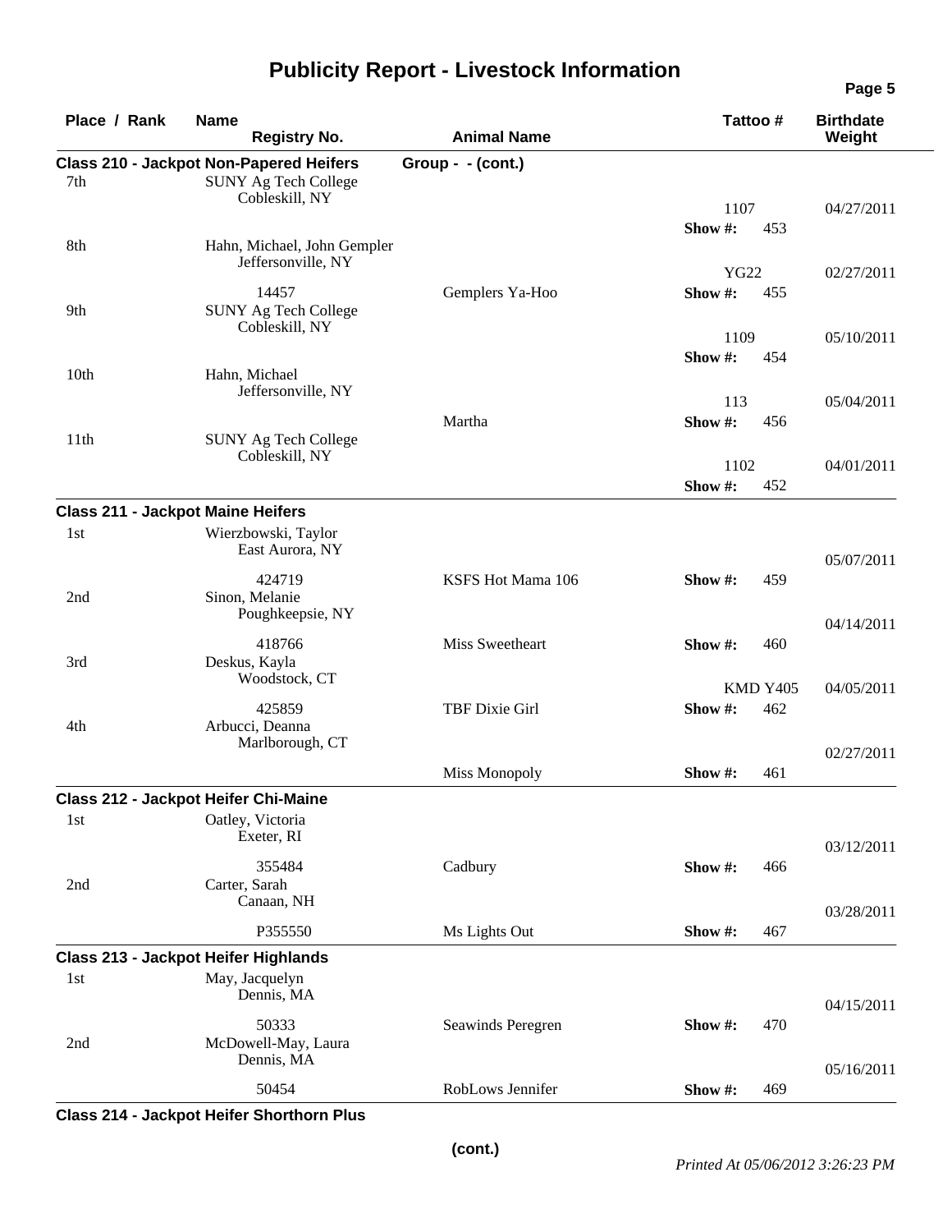# Publicity Report - Livestock Information

| Place / Rank | Name / Registry No. | Animal Name | Tattoo # | Show # | Birthdate / Weight |
|---|---|---|---|---|---|
| **Class 210 - Jackpot Non-Papered Heifers** | | **Group - - (cont.)** | | | |
| 7th | SUNY Ag Tech College, Cobleskill, NY | | 1107 | 453 | 04/27/2011 |
| 8th | Hahn, Michael, John Gempler, Jeffersonville, NY / 14457 | Gemplers Ya-Hoo | YG22 | 455 | 02/27/2011 |
| 9th | SUNY Ag Tech College, Cobleskill, NY | | 1109 | 454 | 05/10/2011 |
| 10th | Hahn, Michael, Jeffersonville, NY | Martha | 113 | 456 | 05/04/2011 |
| 11th | SUNY Ag Tech College, Cobleskill, NY | | 1102 | 452 | 04/01/2011 |
| **Class 211 - Jackpot Maine Heifers** | | | | | |
| 1st | Wierzbowski, Taylor, East Aurora, NY / 424719 | KSFS Hot Mama 106 | | 459 | 05/07/2011 |
| 2nd | Sinon, Melanie, Poughkeepsie, NY / 418766 | Miss Sweetheart | | 460 | 04/14/2011 |
| 3rd | Deskus, Kayla, Woodstock, CT / 425859 | TBF Dixie Girl | KMD Y405 | 462 | 04/05/2011 |
| 4th | Arbucci, Deanna, Marlborough, CT | Miss Monopoly | | 461 | 02/27/2011 |
| **Class 212 - Jackpot Heifer Chi-Maine** | | | | | |
| 1st | Oatley, Victoria, Exeter, RI / 355484 | Cadbury | | 466 | 03/12/2011 |
| 2nd | Carter, Sarah, Canaan, NH / P355550 | Ms Lights Out | | 467 | 03/28/2011 |
| **Class 213 - Jackpot Heifer Highlands** | | | | | |
| 1st | May, Jacquelyn, Dennis, MA / 50333 | Seawinds Peregren | | 470 | 04/15/2011 |
| 2nd | McDowell-May, Laura, Dennis, MA / 50454 | RobLows Jennifer | | 469 | 05/16/2011 |

**Class 214 - Jackpot Heifer Shorthorn Plus**

(cont.)

*Printed At 05/06/2012 3:26:23 PM*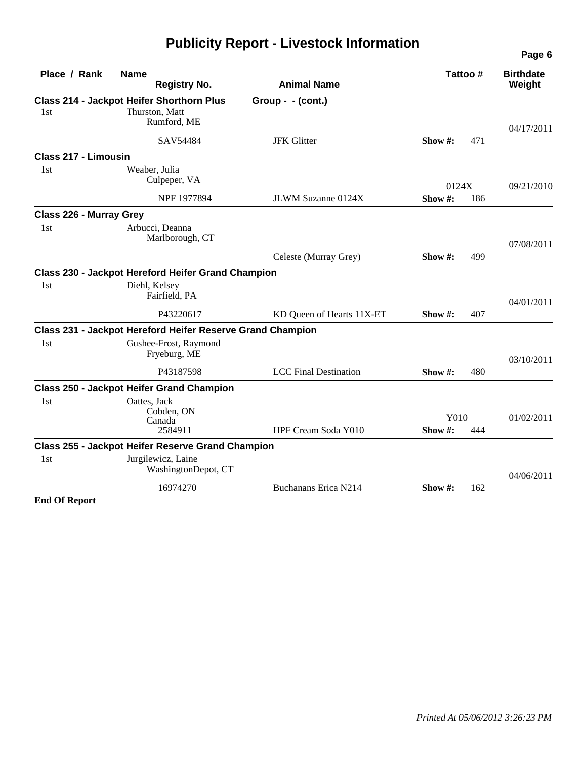# Publicity Report - Livestock Information

| Place / Rank | Name / Registry No. | Animal Name | Tattoo # | Birthdate / Weight |
|---|---|---|---|---|
| **Class 214 - Jackpot Heifer Shorthorn Plus** | | **Group - - (cont.)** | | |
| 1st | Thurston, Matt<br>Rumford, ME | | | 04/17/2011 |
| | SAV54484 | JFK Glitter | **Show #:** 471 | |
| **Class 217 - Limousin** | | | | |
| 1st | Weaber, Julia<br>Culpeper, VA | | 0124X | 09/21/2010 |
| | NPF 1977894 | JLWM Suzanne 0124X | **Show #:** 186 | |
| **Class 226 - Murray Grey** | | | | |
| 1st | Arbucci, Deanna<br>Marlborough, CT | | | 07/08/2011 |
| | | Celeste (Murray Grey) | **Show #:** 499 | |
| **Class 230 - Jackpot Hereford Heifer Grand Champion** | | | | |
| 1st | Diehl, Kelsey<br>Fairfield, PA | | | 04/01/2011 |
| | P43220617 | KD Queen of Hearts 11X-ET | **Show #:** 407 | |
| **Class 231 - Jackpot Hereford Heifer Reserve Grand Champion** | | | | |
| 1st | Gushee-Frost, Raymond<br>Fryeburg, ME | | | 03/10/2011 |
| | P43187598 | LCC Final Destination | **Show #:** 480 | |
| **Class 250 - Jackpot Heifer Grand Champion** | | | | |
| 1st | Oattes, Jack<br>Cobden, ON<br>Canada | | Y010 | 01/02/2011 |
| | 2584911 | HPF Cream Soda Y010 | **Show #:** 444 | |
| **Class 255 - Jackpot Heifer Reserve Grand Champion** | | | | |
| 1st | Jurgilewicz, Laine<br>WashingtonDepot, CT | | | 04/06/2011 |
| | 16974270 | Buchanans Erica N214 | **Show #:** 162 | |

**End Of Report**

*Printed At 05/06/2012 3:26:23 PM*